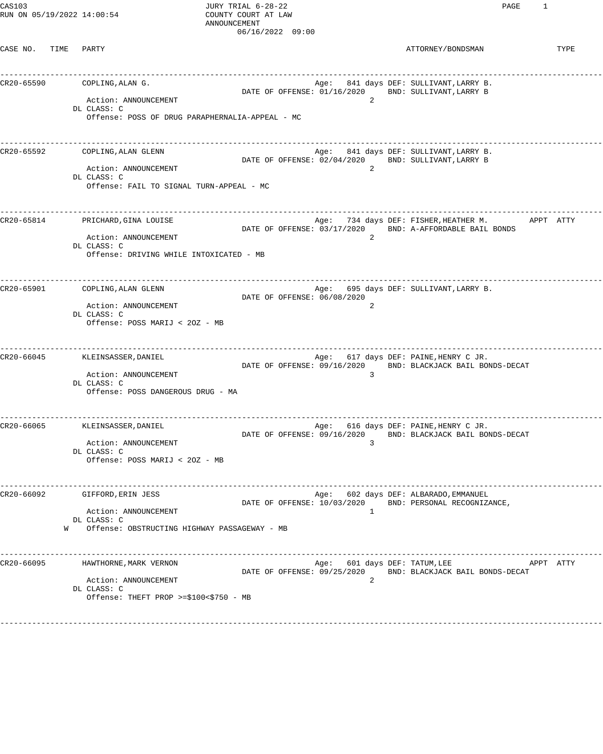CAS103 JURY TRIAL 6-28-22
RUN ON 05/19/2022 14:00:54 COUNTY COURT AT LAW
ANNOUNCEMENT
06/16/2022 09:00

| CASE NO. | TIME | PARTY | | ATTORNEY/BONDSMAN | TYPE |
|---|---|---|---|---|---|
| CR20-65590 | | COPLING,ALAN G.<br>Action: ANNOUNCEMENT<br>DL CLASS: C<br>Offense: POSS OF DRUG PARAPHERNALIA-APPEAL - MC | Age: 841 days<br>DATE OF OFFENSE: 01/16/2020<br>2 | DEF: SULLIVANT,LARRY B.<br>BND: SULLIVANT,LARRY B | |
| CR20-65592 | | COPLING,ALAN GLENN<br>Action: ANNOUNCEMENT<br>DL CLASS: C<br>Offense: FAIL TO SIGNAL TURN-APPEAL - MC | Age: 841 days<br>DATE OF OFFENSE: 02/04/2020<br>2 | DEF: SULLIVANT,LARRY B.<br>BND: SULLIVANT,LARRY B | |
| CR20-65814 | | PRICHARD,GINA LOUISE<br>Action: ANNOUNCEMENT<br>DL CLASS: C<br>Offense: DRIVING WHILE INTOXICATED - MB | Age: 734 days<br>DATE OF OFFENSE: 03/17/2020<br>2 | DEF: FISHER,HEATHER M.<br>BND: A-AFFORDABLE BAIL BONDS | APPT ATTY |
| CR20-65901 | | COPLING,ALAN GLENN<br>Action: ANNOUNCEMENT<br>DL CLASS: C<br>Offense: POSS MARIJ < 2OZ - MB | Age: 695 days<br>DATE OF OFFENSE: 06/08/2020<br>2 | DEF: SULLIVANT,LARRY B. | |
| CR20-66045 | | KLEINSASSER,DANIEL<br>Action: ANNOUNCEMENT<br>DL CLASS: C<br>Offense: POSS DANGEROUS DRUG - MA | Age: 617 days<br>DATE OF OFFENSE: 09/16/2020<br>3 | DEF: PAINE,HENRY C JR.<br>BND: BLACKJACK BAIL BONDS-DECAT | |
| CR20-66065 | | KLEINSASSER,DANIEL<br>Action: ANNOUNCEMENT<br>DL CLASS: C<br>Offense: POSS MARIJ < 2OZ - MB | Age: 616 days<br>DATE OF OFFENSE: 09/16/2020<br>3 | DEF: PAINE,HENRY C JR.<br>BND: BLACKJACK BAIL BONDS-DECAT | |
| CR20-66092 | | GIFFORD,ERIN JESS<br>Action: ANNOUNCEMENT<br>DL CLASS: C<br>W Offense: OBSTRUCTING HIGHWAY PASSAGEWAY - MB | Age: 602 days<br>DATE OF OFFENSE: 10/03/2020<br>1 | DEF: ALBARADO,EMMANUEL<br>BND: PERSONAL RECOGNIZANCE, | |
| CR20-66095 | | HAWTHORNE,MARK VERNON<br>Action: ANNOUNCEMENT<br>DL CLASS: C<br>Offense: THEFT PROP >=$100<$750 - MB | Age: 601 days<br>DATE OF OFFENSE: 09/25/2020<br>2 | DEF: TATUM,LEE<br>BND: BLACKJACK BAIL BONDS-DECAT | APPT ATTY |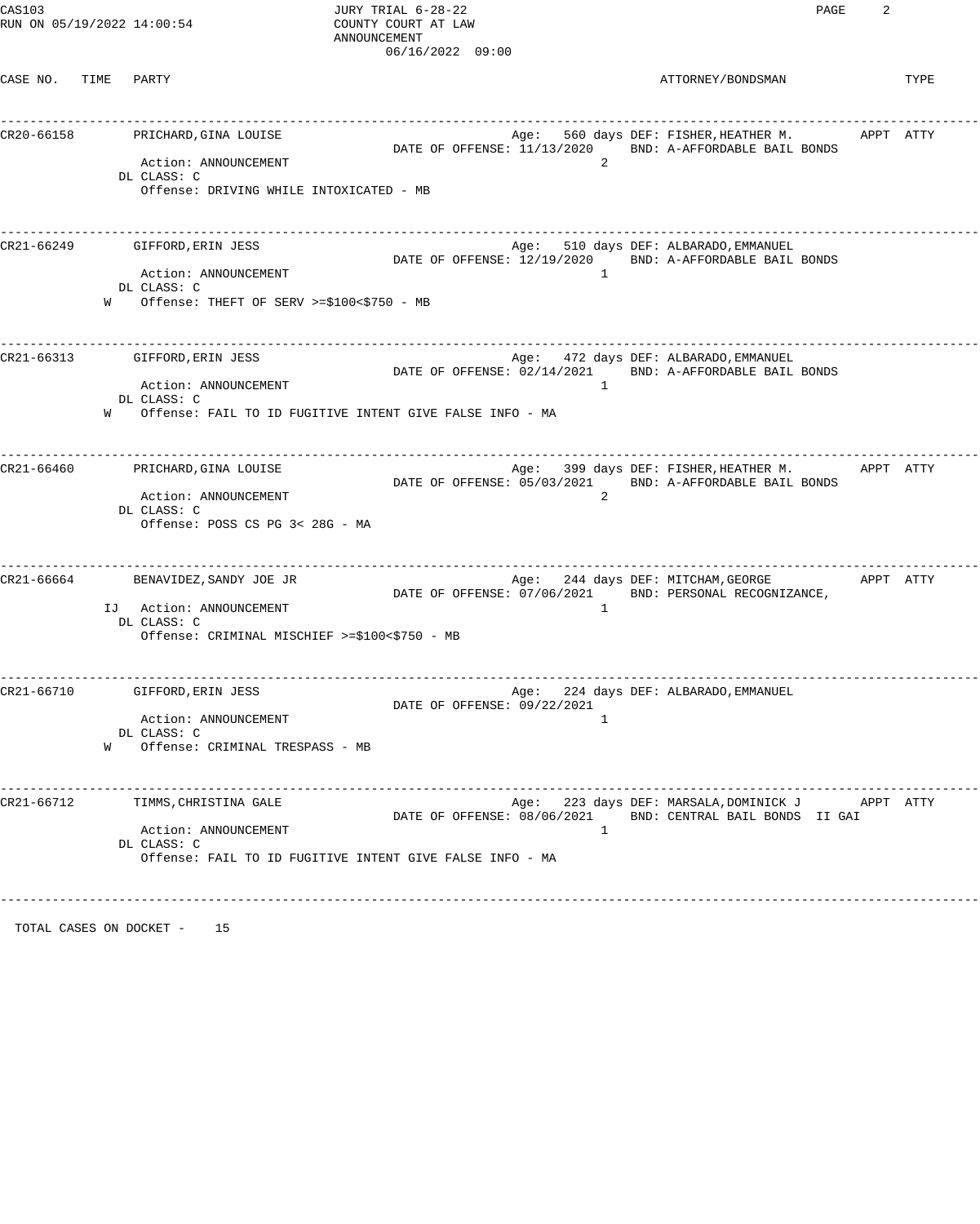CAS103
RUN ON 05/19/2022 14:00:54

JURY TRIAL 6-28-22
COUNTY COURT AT LAW
ANNOUNCEMENT
06/16/2022 09:00

| CASE NO. | TIME | PARTY | | ATTORNEY/BONDSMAN | TYPE |
|---|---|---|---|---|---|
| CR20-66158 | | PRICHARD,GINA LOUISE<br>Action: ANNOUNCEMENT<br>DL CLASS: C<br>Offense: DRIVING WHILE INTOXICATED - MB | Age: 560 days<br>DATE OF OFFENSE: 11/13/2020<br>2 | DEF: FISHER,HEATHER M.<br>BND: A-AFFORDABLE BAIL BONDS | APPT ATTY |
| CR21-66249 | | GIFFORD,ERIN JESS<br>Action: ANNOUNCEMENT<br>DL CLASS: C<br>W Offense: THEFT OF SERV >=$100<$750 - MB | Age: 510 days<br>DATE OF OFFENSE: 12/19/2020<br>1 | DEF: ALBARADO,EMMANUEL<br>BND: A-AFFORDABLE BAIL BONDS | |
| CR21-66313 | | GIFFORD,ERIN JESS<br>Action: ANNOUNCEMENT<br>DL CLASS: C<br>W Offense: FAIL TO ID FUGITIVE INTENT GIVE FALSE INFO - MA | Age: 472 days<br>DATE OF OFFENSE: 02/14/2021<br>1 | DEF: ALBARADO,EMMANUEL<br>BND: A-AFFORDABLE BAIL BONDS | |
| CR21-66460 | | PRICHARD,GINA LOUISE<br>Action: ANNOUNCEMENT<br>DL CLASS: C<br>Offense: POSS CS PG 3< 28G - MA | Age: 399 days<br>DATE OF OFFENSE: 05/03/2021<br>2 | DEF: FISHER,HEATHER M.<br>BND: A-AFFORDABLE BAIL BONDS | APPT ATTY |
| CR21-66664 | | BENAVIDEZ,SANDY JOE JR<br>IJ Action: ANNOUNCEMENT<br>DL CLASS: C<br>Offense: CRIMINAL MISCHIEF >=$100<$750 - MB | Age: 244 days<br>DATE OF OFFENSE: 07/06/2021<br>1 | DEF: MITCHAM,GEORGE<br>BND: PERSONAL RECOGNIZANCE, | APPT ATTY |
| CR21-66710 | | GIFFORD,ERIN JESS<br>Action: ANNOUNCEMENT<br>DL CLASS: C<br>W Offense: CRIMINAL TRESPASS - MB | Age: 224 days<br>DATE OF OFFENSE: 09/22/2021<br>1 | DEF: ALBARADO,EMMANUEL | |
| CR21-66712 | | TIMMS,CHRISTINA GALE<br>Action: ANNOUNCEMENT<br>DL CLASS: C<br>Offense: FAIL TO ID FUGITIVE INTENT GIVE FALSE INFO - MA | Age: 223 days<br>DATE OF OFFENSE: 08/06/2021<br>1 | DEF: MARSALA,DOMINICK J<br>BND: CENTRAL BAIL BONDS II GAI | APPT ATTY |

TOTAL CASES ON DOCKET - 15